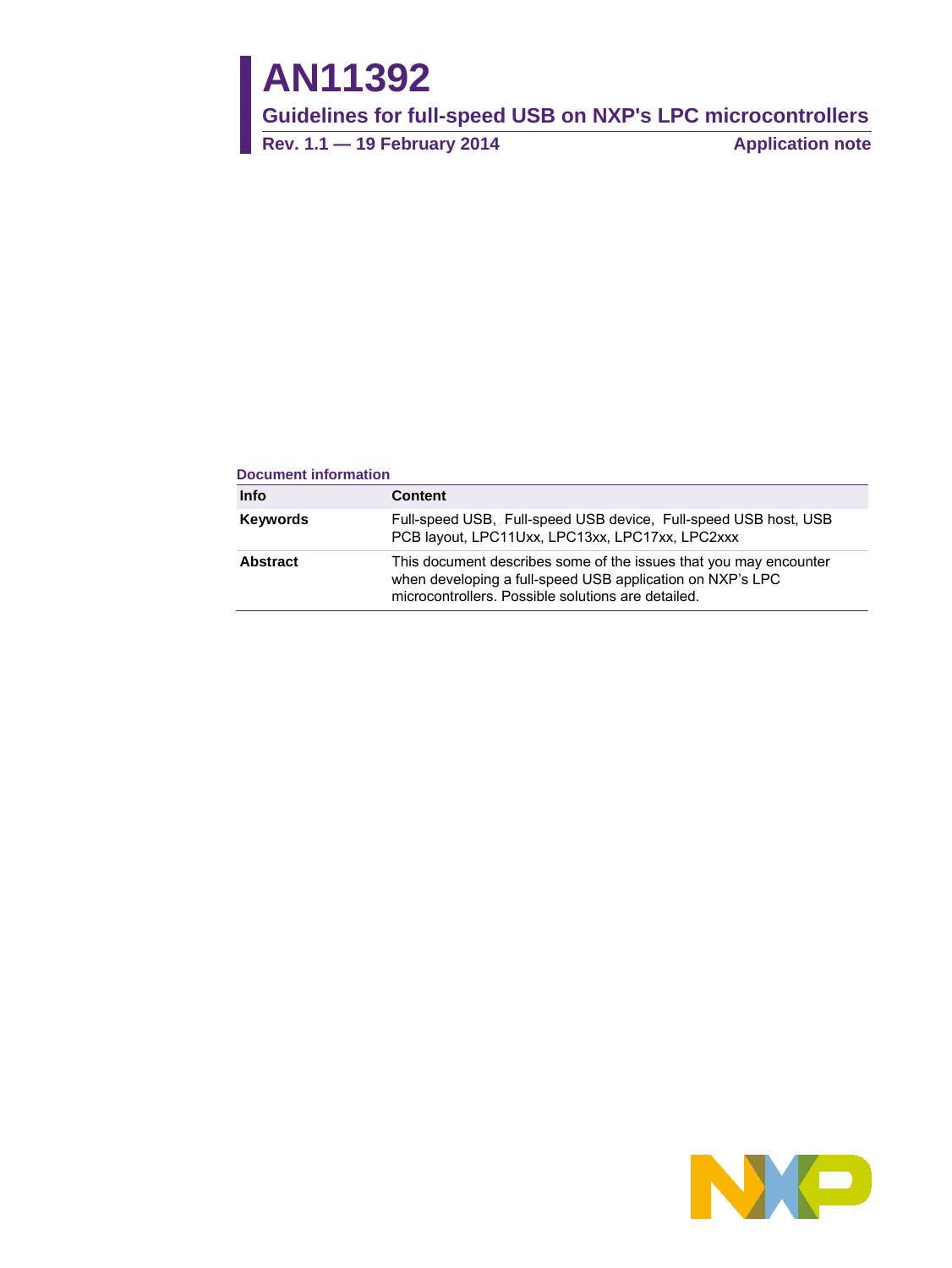# AN11392

## Guidelines for full-speed USB on NXP's LPC microcontrollers

**Rev. 1.1 — 19 February 2014** **Application note**

**Document information**

| Info | Content |
|---|---|
| **Keywords** | Full-speed USB, Full-speed USB device, Full-speed USB host, USB PCB layout, LPC11Uxx, LPC13xx, LPC17xx, LPC2xxx |
| **Abstract** | This document describes some of the issues that you may encounter when developing a full-speed USB application on NXP's LPC microcontrollers. Possible solutions are detailed. |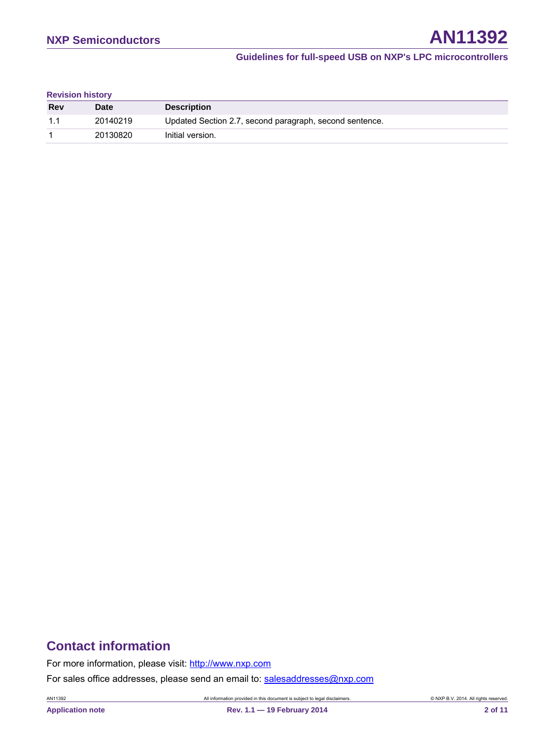**Revision history**

| Rev | Date | Description |
| --- | --- | --- |
| 1.1 | 20140219 | Updated Section 2.7, second paragraph, second sentence. |
| 1 | 20130820 | Initial version. |

# Contact information

For more information, please visit: http://www.nxp.com

For sales office addresses, please send an email to: salesaddresses@nxp.com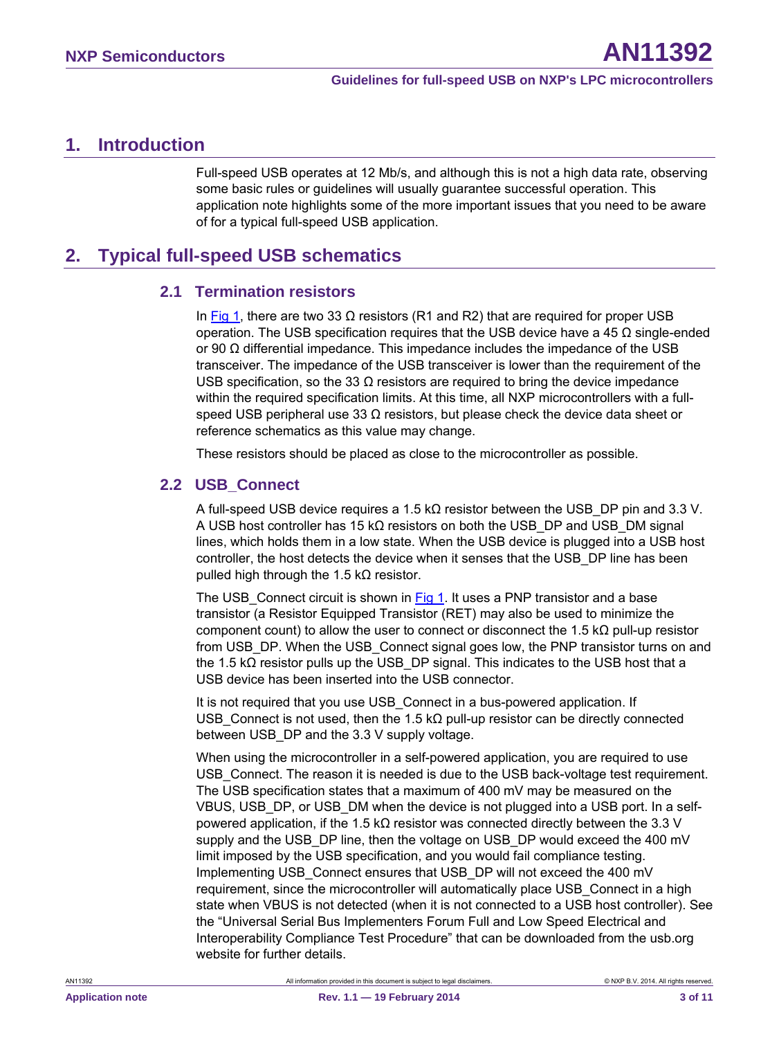# 1. Introduction

Full-speed USB operates at 12 Mb/s, and although this is not a high data rate, observing some basic rules or guidelines will usually guarantee successful operation. This application note highlights some of the more important issues that you need to be aware of for a typical full-speed USB application.

# 2. Typical full-speed USB schematics

## 2.1 Termination resistors

In Fig 1, there are two 33 Ω resistors (R1 and R2) that are required for proper USB operation. The USB specification requires that the USB device have a 45 Ω single-ended or 90 Ω differential impedance. This impedance includes the impedance of the USB transceiver. The impedance of the USB transceiver is lower than the requirement of the USB specification, so the 33 Ω resistors are required to bring the device impedance within the required specification limits. At this time, all NXP microcontrollers with a full-speed USB peripheral use 33 Ω resistors, but please check the device data sheet or reference schematics as this value may change.

These resistors should be placed as close to the microcontroller as possible.

## 2.2 USB_Connect

A full-speed USB device requires a 1.5 kΩ resistor between the USB_DP pin and 3.3 V. A USB host controller has 15 kΩ resistors on both the USB_DP and USB_DM signal lines, which holds them in a low state. When the USB device is plugged into a USB host controller, the host detects the device when it senses that the USB_DP line has been pulled high through the 1.5 kΩ resistor.

The USB_Connect circuit is shown in Fig 1. It uses a PNP transistor and a base transistor (a Resistor Equipped Transistor (RET) may also be used to minimize the component count) to allow the user to connect or disconnect the 1.5 kΩ pull-up resistor from USB_DP. When the USB_Connect signal goes low, the PNP transistor turns on and the 1.5 kΩ resistor pulls up the USB_DP signal. This indicates to the USB host that a USB device has been inserted into the USB connector.

It is not required that you use USB_Connect in a bus-powered application. If USB_Connect is not used, then the 1.5 kΩ pull-up resistor can be directly connected between USB_DP and the 3.3 V supply voltage.

When using the microcontroller in a self-powered application, you are required to use USB_Connect. The reason it is needed is due to the USB back-voltage test requirement. The USB specification states that a maximum of 400 mV may be measured on the VBUS, USB_DP, or USB_DM when the device is not plugged into a USB port. In a self-powered application, if the 1.5 kΩ resistor was connected directly between the 3.3 V supply and the USB_DP line, then the voltage on USB_DP would exceed the 400 mV limit imposed by the USB specification, and you would fail compliance testing. Implementing USB_Connect ensures that USB_DP will not exceed the 400 mV requirement, since the microcontroller will automatically place USB_Connect in a high state when VBUS is not detected (when it is not connected to a USB host controller). See the "Universal Serial Bus Implementers Forum Full and Low Speed Electrical and Interoperability Compliance Test Procedure" that can be downloaded from the usb.org website for further details.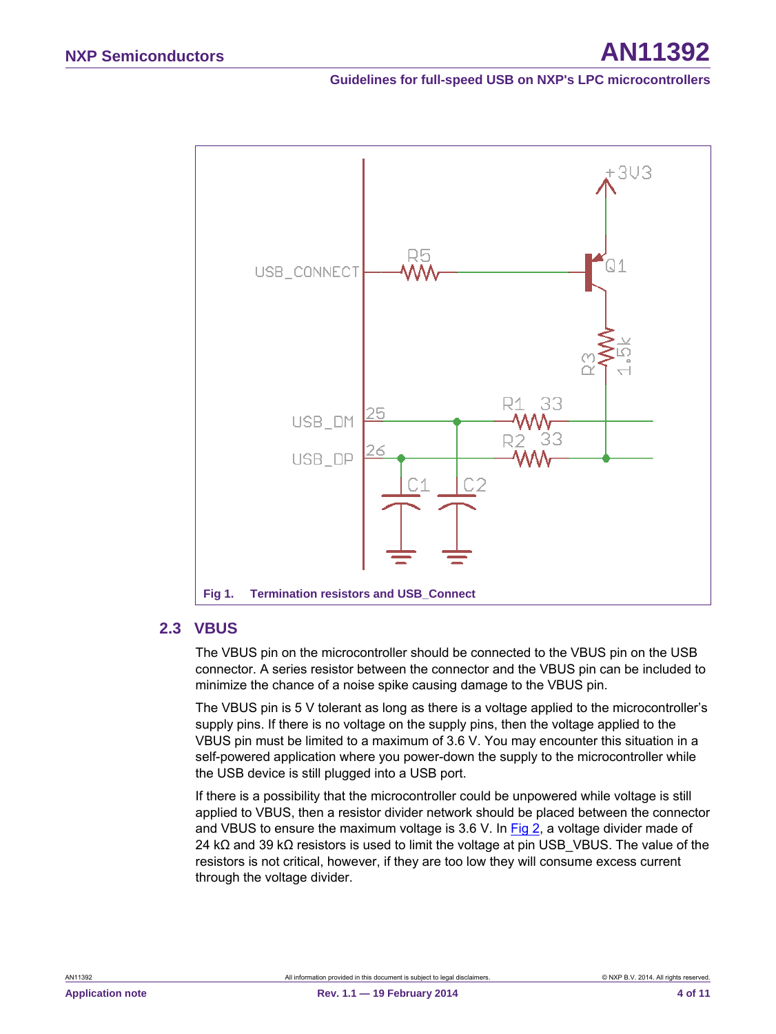Fig 1. Termination resistors and USB_Connect

## 2.3 VBUS

The VBUS pin on the microcontroller should be connected to the VBUS pin on the USB connector. A series resistor between the connector and the VBUS pin can be included to minimize the chance of a noise spike causing damage to the VBUS pin.

The VBUS pin is 5 V tolerant as long as there is a voltage applied to the microcontroller's supply pins. If there is no voltage on the supply pins, then the voltage applied to the VBUS pin must be limited to a maximum of 3.6 V. You may encounter this situation in a self-powered application where you power-down the supply to the microcontroller while the USB device is still plugged into a USB port.

If there is a possibility that the microcontroller could be unpowered while voltage is still applied to VBUS, then a resistor divider network should be placed between the connector and VBUS to ensure the maximum voltage is 3.6 V. In Fig 2, a voltage divider made of 24 kΩ and 39 kΩ resistors is used to limit the voltage at pin USB_VBUS. The value of the resistors is not critical, however, if they are too low they will consume excess current through the voltage divider.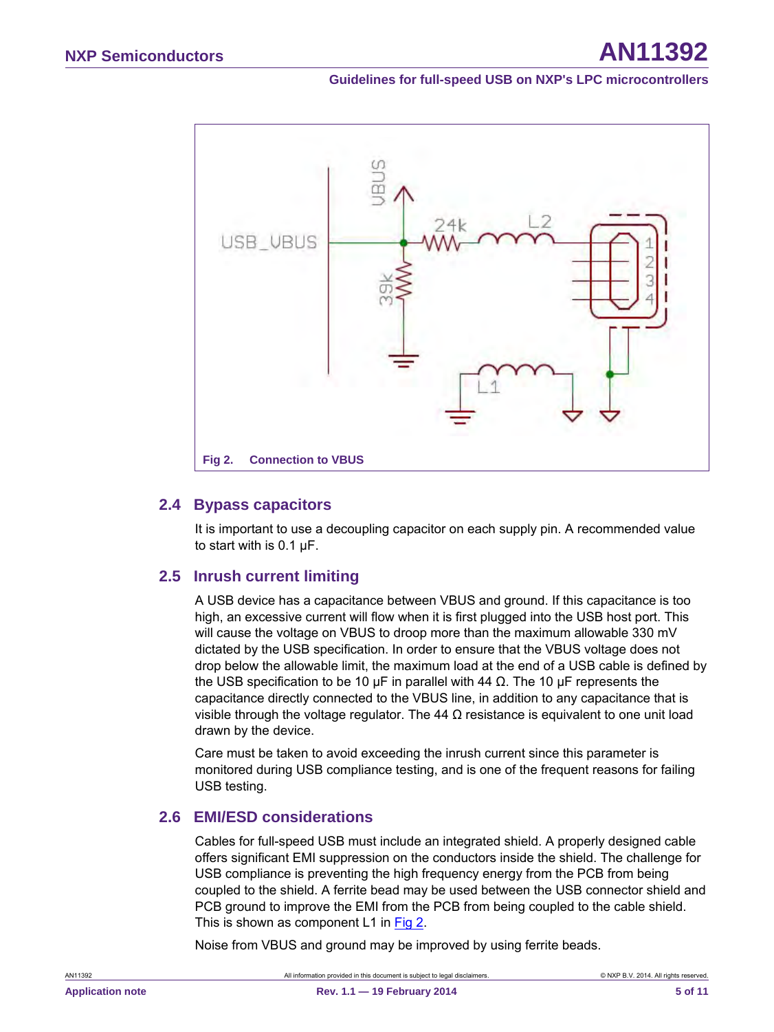Fig 2. Connection to VBUS

## 2.4 Bypass capacitors

It is important to use a decoupling capacitor on each supply pin. A recommended value to start with is 0.1 μF.

## 2.5 Inrush current limiting

A USB device has a capacitance between VBUS and ground. If this capacitance is too high, an excessive current will flow when it is first plugged into the USB host port. This will cause the voltage on VBUS to droop more than the maximum allowable 330 mV dictated by the USB specification. In order to ensure that the VBUS voltage does not drop below the allowable limit, the maximum load at the end of a USB cable is defined by the USB specification to be 10 μF in parallel with 44 Ω. The 10 μF represents the capacitance directly connected to the VBUS line, in addition to any capacitance that is visible through the voltage regulator. The 44 Ω resistance is equivalent to one unit load drawn by the device.

Care must be taken to avoid exceeding the inrush current since this parameter is monitored during USB compliance testing, and is one of the frequent reasons for failing USB testing.

## 2.6 EMI/ESD considerations

Cables for full-speed USB must include an integrated shield. A properly designed cable offers significant EMI suppression on the conductors inside the shield. The challenge for USB compliance is preventing the high frequency energy from the PCB from being coupled to the shield. A ferrite bead may be used between the USB connector shield and PCB ground to improve the EMI from the PCB from being coupled to the cable shield. This is shown as component L1 in Fig 2.

Noise from VBUS and ground may be improved by using ferrite beads.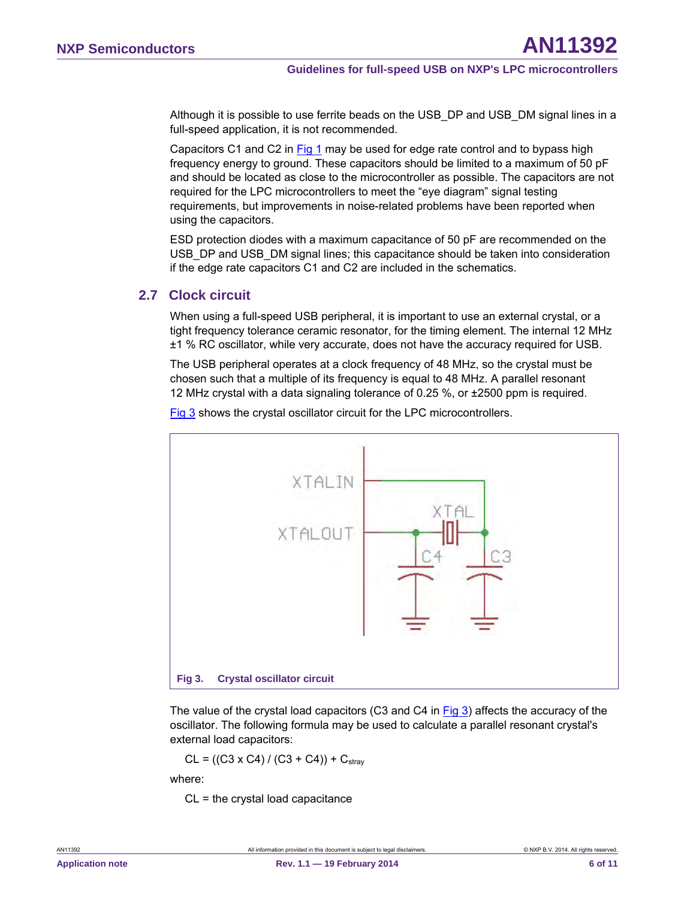Although it is possible to use ferrite beads on the USB_DP and USB_DM signal lines in a full-speed application, it is not recommended.

Capacitors C1 and C2 in Fig 1 may be used for edge rate control and to bypass high frequency energy to ground. These capacitors should be limited to a maximum of 50 pF and should be located as close to the microcontroller as possible. The capacitors are not required for the LPC microcontrollers to meet the “eye diagram” signal testing requirements, but improvements in noise-related problems have been reported when using the capacitors.

ESD protection diodes with a maximum capacitance of 50 pF are recommended on the USB_DP and USB_DM signal lines; this capacitance should be taken into consideration if the edge rate capacitors C1 and C2 are included in the schematics.

## 2.7 Clock circuit

When using a full-speed USB peripheral, it is important to use an external crystal, or a tight frequency tolerance ceramic resonator, for the timing element. The internal 12 MHz ±1 % RC oscillator, while very accurate, does not have the accuracy required for USB.

The USB peripheral operates at a clock frequency of 48 MHz, so the crystal must be chosen such that a multiple of its frequency is equal to 48 MHz. A parallel resonant 12 MHz crystal with a data signaling tolerance of 0.25 %, or ±2500 ppm is required.

Fig 3 shows the crystal oscillator circuit for the LPC microcontrollers.

XTALIN XTALOUT XTAL C4 C3

**Fig 3. Crystal oscillator circuit**

The value of the crystal load capacitors (C3 and C4 in Fig 3) affects the accuracy of the oscillator. The following formula may be used to calculate a parallel resonant crystal's external load capacitors:

$$CL = ((C3 \times C4) / (C3 + C4)) + C_{stray}$$

where:

CL = the crystal load capacitance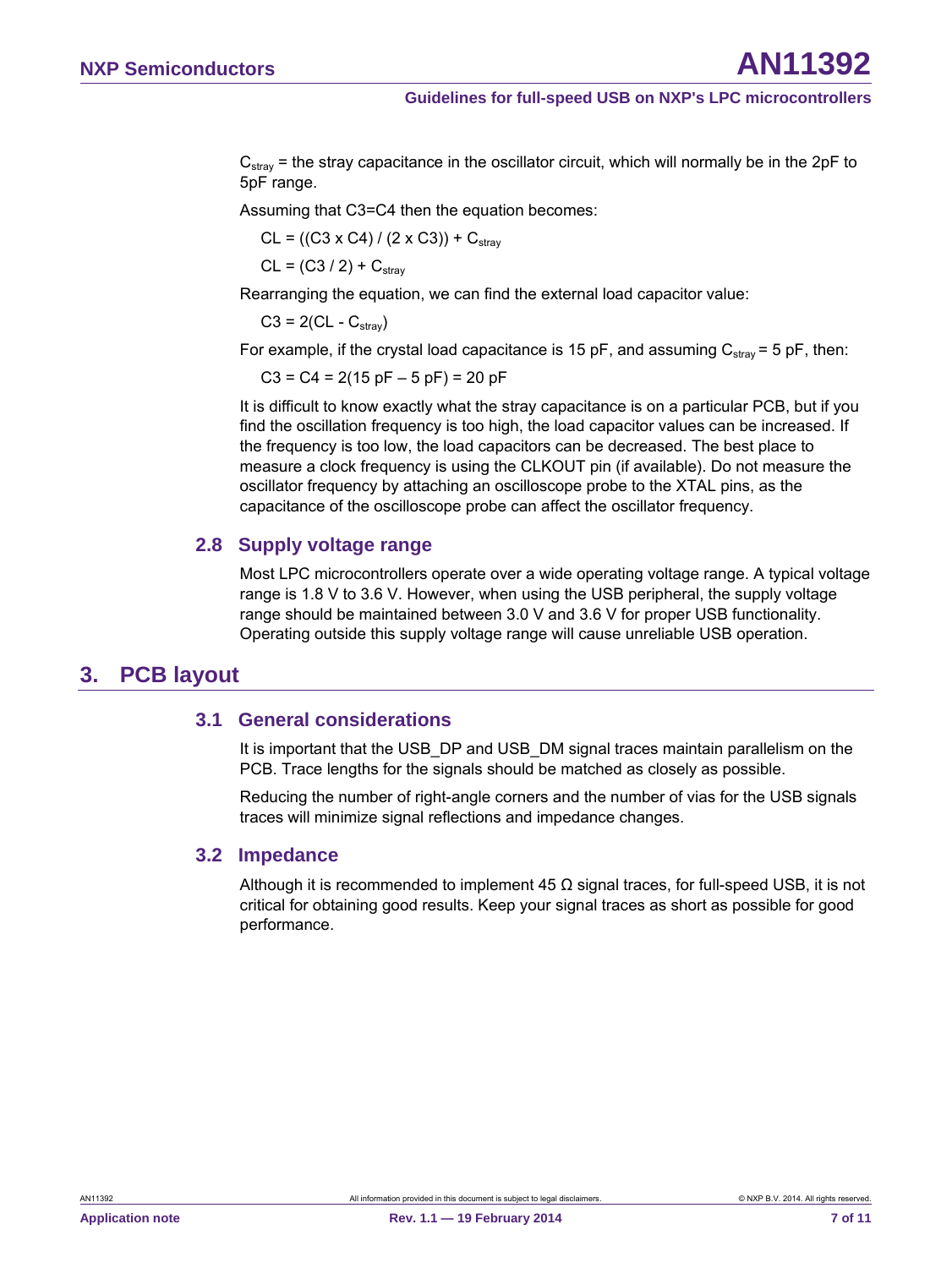$C_{stray}$ = the stray capacitance in the oscillator circuit, which will normally be in the 2pF to 5pF range.

Assuming that C3=C4 then the equation becomes:

$$CL = ((C3 \times C4) / (2 \times C3)) + C_{stray}$$

$$CL = (C3 / 2) + C_{stray}$$

Rearranging the equation, we can find the external load capacitor value:

$$C3 = 2(CL - C_{stray})$$

For example, if the crystal load capacitance is 15 pF, and assuming $C_{stray}$ = 5 pF, then:

$$C3 = C4 = 2(15\text{ pF} – 5\text{ pF}) = 20\text{ pF}$$

It is difficult to know exactly what the stray capacitance is on a particular PCB, but if you find the oscillation frequency is too high, the load capacitor values can be increased. If the frequency is too low, the load capacitors can be decreased. The best place to measure a clock frequency is using the CLKOUT pin (if available). Do not measure the oscillator frequency by attaching an oscilloscope probe to the XTAL pins, as the capacitance of the oscilloscope probe can affect the oscillator frequency.

### 2.8 Supply voltage range

Most LPC microcontrollers operate over a wide operating voltage range. A typical voltage range is 1.8 V to 3.6 V. However, when using the USB peripheral, the supply voltage range should be maintained between 3.0 V and 3.6 V for proper USB functionality. Operating outside this supply voltage range will cause unreliable USB operation.

## 3. PCB layout

### 3.1 General considerations

It is important that the USB_DP and USB_DM signal traces maintain parallelism on the PCB. Trace lengths for the signals should be matched as closely as possible.

Reducing the number of right-angle corners and the number of vias for the USB signals traces will minimize signal reflections and impedance changes.

### 3.2 Impedance

Although it is recommended to implement 45 Ω signal traces, for full-speed USB, it is not critical for obtaining good results. Keep your signal traces as short as possible for good performance.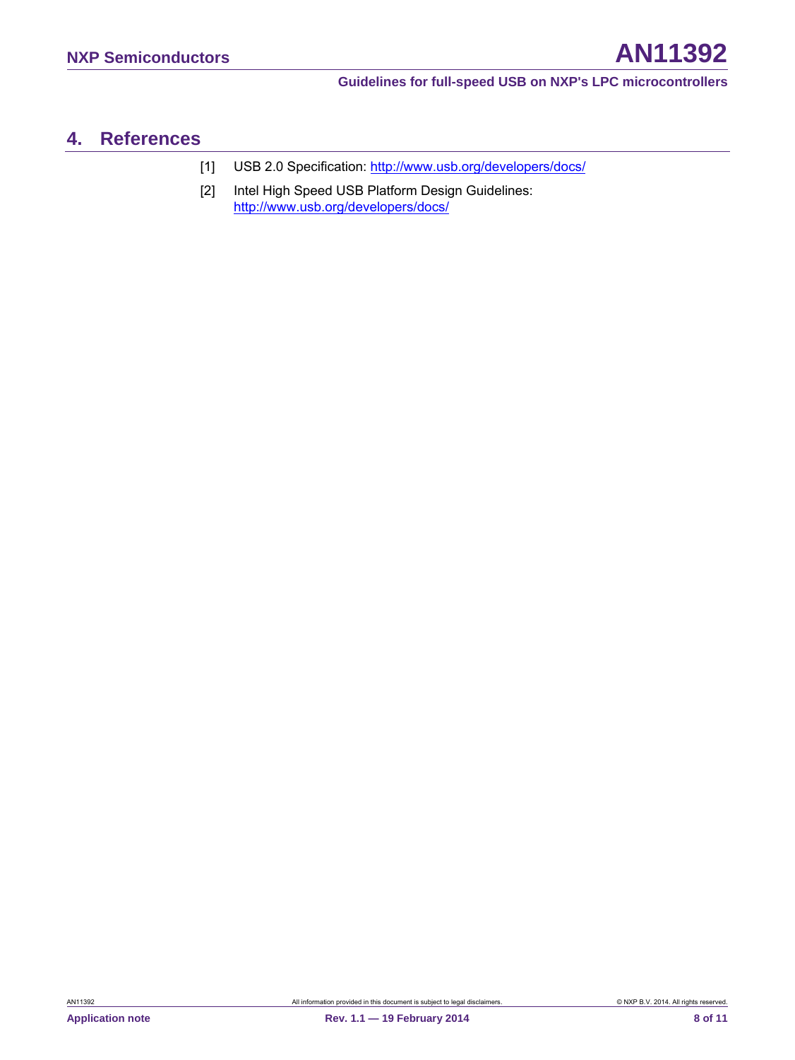## 4. References

[1] USB 2.0 Specification: http://www.usb.org/developers/docs/

[2] Intel High Speed USB Platform Design Guidelines: http://www.usb.org/developers/docs/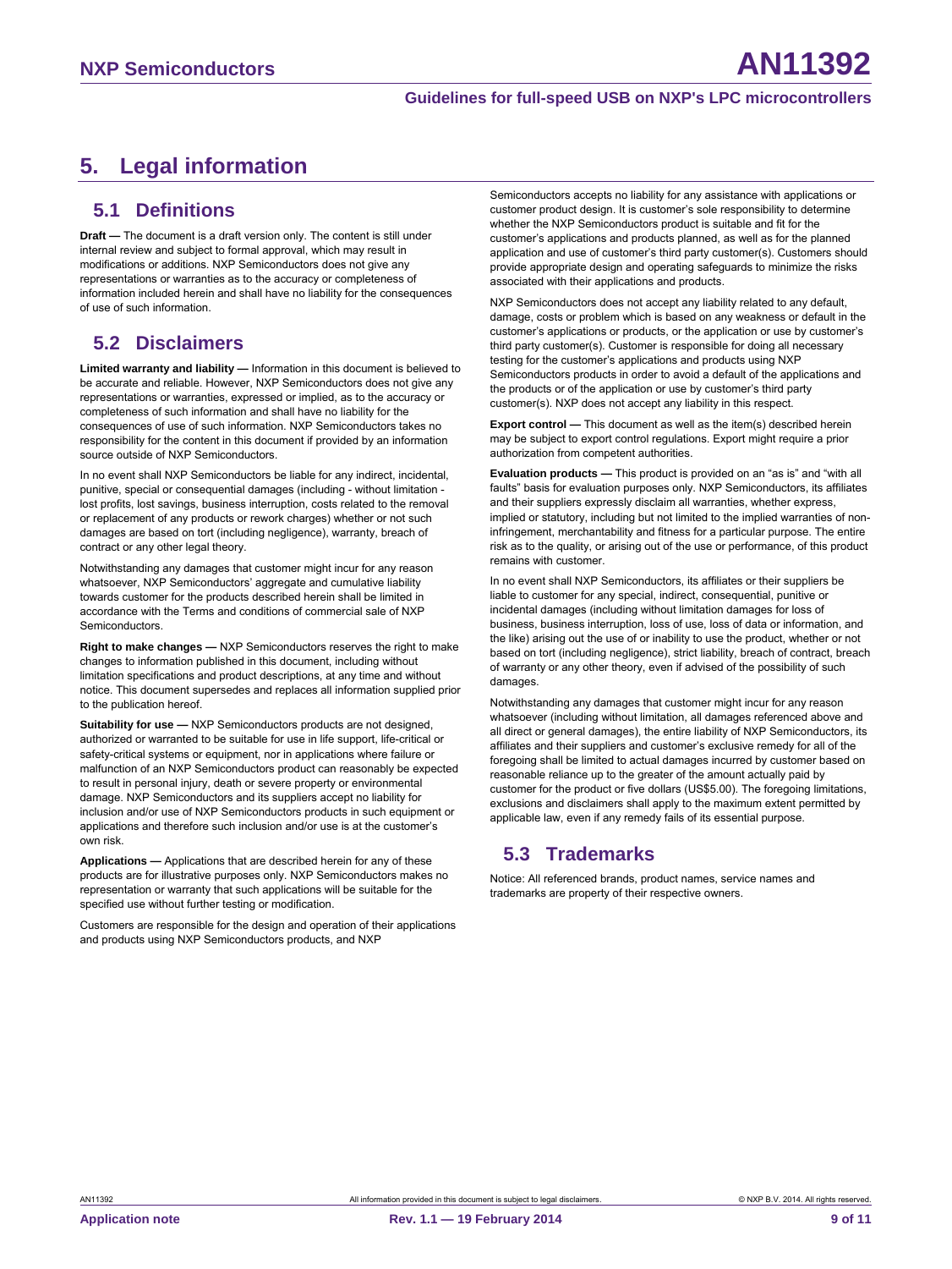# 5. Legal information

## 5.1 Definitions

**Draft —** The document is a draft version only. The content is still under internal review and subject to formal approval, which may result in modifications or additions. NXP Semiconductors does not give any representations or warranties as to the accuracy or completeness of information included herein and shall have no liability for the consequences of use of such information.

## 5.2 Disclaimers

**Limited warranty and liability —** Information in this document is believed to be accurate and reliable. However, NXP Semiconductors does not give any representations or warranties, expressed or implied, as to the accuracy or completeness of such information and shall have no liability for the consequences of use of such information. NXP Semiconductors takes no responsibility for the content in this document if provided by an information source outside of NXP Semiconductors.

In no event shall NXP Semiconductors be liable for any indirect, incidental, punitive, special or consequential damages (including - without limitation - lost profits, lost savings, business interruption, costs related to the removal or replacement of any products or rework charges) whether or not such damages are based on tort (including negligence), warranty, breach of contract or any other legal theory.

Notwithstanding any damages that customer might incur for any reason whatsoever, NXP Semiconductors' aggregate and cumulative liability towards customer for the products described herein shall be limited in accordance with the Terms and conditions of commercial sale of NXP Semiconductors.

**Right to make changes —** NXP Semiconductors reserves the right to make changes to information published in this document, including without limitation specifications and product descriptions, at any time and without notice. This document supersedes and replaces all information supplied prior to the publication hereof.

**Suitability for use —** NXP Semiconductors products are not designed, authorized or warranted to be suitable for use in life support, life-critical or safety-critical systems or equipment, nor in applications where failure or malfunction of an NXP Semiconductors product can reasonably be expected to result in personal injury, death or severe property or environmental damage. NXP Semiconductors and its suppliers accept no liability for inclusion and/or use of NXP Semiconductors products in such equipment or applications and therefore such inclusion and/or use is at the customer's own risk.

**Applications —** Applications that are described herein for any of these products are for illustrative purposes only. NXP Semiconductors makes no representation or warranty that such applications will be suitable for the specified use without further testing or modification.

Customers are responsible for the design and operation of their applications and products using NXP Semiconductors products, and NXP Semiconductors accepts no liability for any assistance with applications or customer product design. It is customer's sole responsibility to determine whether the NXP Semiconductors product is suitable and fit for the customer's applications and products planned, as well as for the planned application and use of customer's third party customer(s). Customers should provide appropriate design and operating safeguards to minimize the risks associated with their applications and products.

NXP Semiconductors does not accept any liability related to any default, damage, costs or problem which is based on any weakness or default in the customer's applications or products, or the application or use by customer's third party customer(s). Customer is responsible for doing all necessary testing for the customer's applications and products using NXP Semiconductors products in order to avoid a default of the applications and the products or of the application or use by customer's third party customer(s). NXP does not accept any liability in this respect.

**Export control —** This document as well as the item(s) described herein may be subject to export control regulations. Export might require a prior authorization from competent authorities.

**Evaluation products —** This product is provided on an "as is" and "with all faults" basis for evaluation purposes only. NXP Semiconductors, its affiliates and their suppliers expressly disclaim all warranties, whether express, implied or statutory, including but not limited to the implied warranties of non-infringement, merchantability and fitness for a particular purpose. The entire risk as to the quality, or arising out of the use or performance, of this product remains with customer.

In no event shall NXP Semiconductors, its affiliates or their suppliers be liable to customer for any special, indirect, consequential, punitive or incidental damages (including without limitation damages for loss of business, business interruption, loss of use, loss of data or information, and the like) arising out the use of or inability to use the product, whether or not based on tort (including negligence), strict liability, breach of contract, breach of warranty or any other theory, even if advised of the possibility of such damages.

Notwithstanding any damages that customer might incur for any reason whatsoever (including without limitation, all damages referenced above and all direct or general damages), the entire liability of NXP Semiconductors, its affiliates and their suppliers and customer's exclusive remedy for all of the foregoing shall be limited to actual damages incurred by customer based on reasonable reliance up to the greater of the amount actually paid by customer for the product or five dollars (US$5.00). The foregoing limitations, exclusions and disclaimers shall apply to the maximum extent permitted by applicable law, even if any remedy fails of its essential purpose.

## 5.3 Trademarks

Notice: All referenced brands, product names, service names and trademarks are property of their respective owners.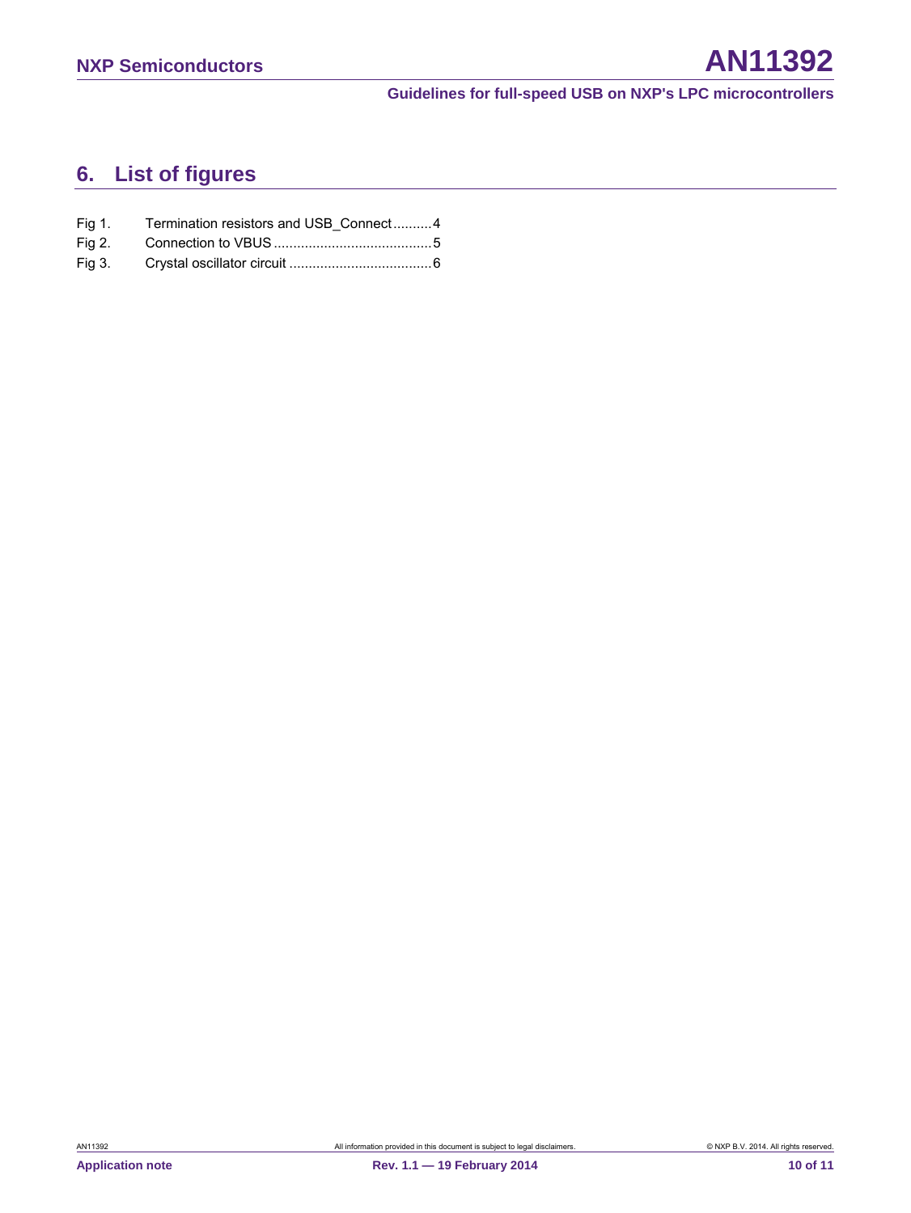## 6. List of figures

Fig 1. Termination resistors and USB_Connect..........4

Fig 2. Connection to VBUS.........................................5

Fig 3. Crystal oscillator circuit .....................................6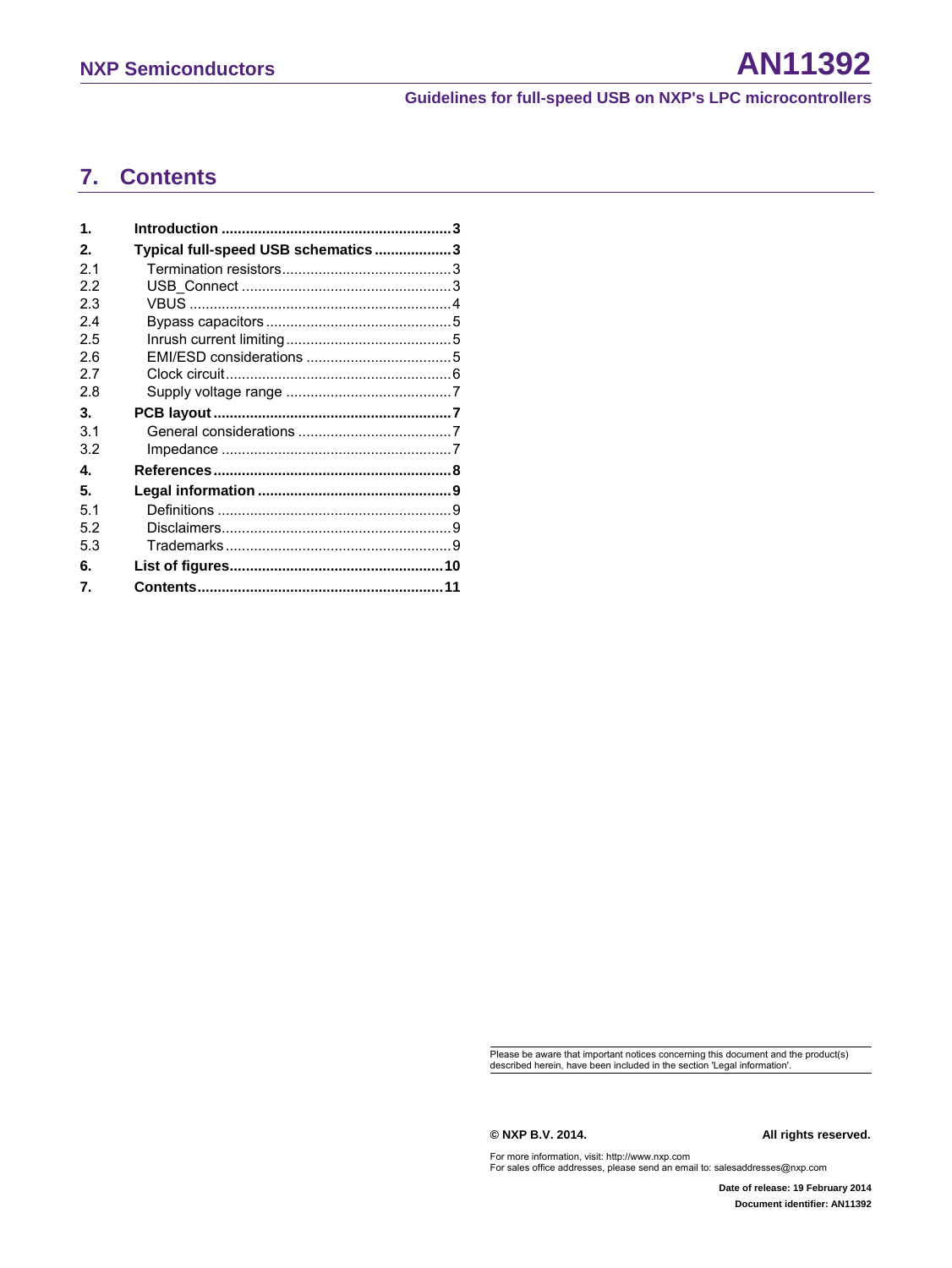## 7. Contents

| | | |
|---|---|---|
| **1.** | **Introduction** | **3** |
| **2.** | **Typical full-speed USB schematics** | **3** |
| 2.1 | Termination resistors | 3 |
| 2.2 | USB_Connect | 3 |
| 2.3 | VBUS | 4 |
| 2.4 | Bypass capacitors | 5 |
| 2.5 | Inrush current limiting | 5 |
| 2.6 | EMI/ESD considerations | 5 |
| 2.7 | Clock circuit | 6 |
| 2.8 | Supply voltage range | 7 |
| **3.** | **PCB layout** | **7** |
| 3.1 | General considerations | 7 |
| 3.2 | Impedance | 7 |
| **4.** | **References** | **8** |
| **5.** | **Legal information** | **9** |
| 5.1 | Definitions | 9 |
| 5.2 | Disclaimers | 9 |
| 5.3 | Trademarks | 9 |
| **6.** | **List of figures** | **10** |
| **7.** | **Contents** | **11** |

Please be aware that important notices concerning this document and the product(s) described herein, have been included in the section 'Legal information'.

**© NXP B.V. 2014. All rights reserved.**

For more information, visit: http://www.nxp.com
For sales office addresses, please send an email to: salesaddresses@nxp.com

**Date of release: 19 February 2014**
**Document identifier: AN11392**